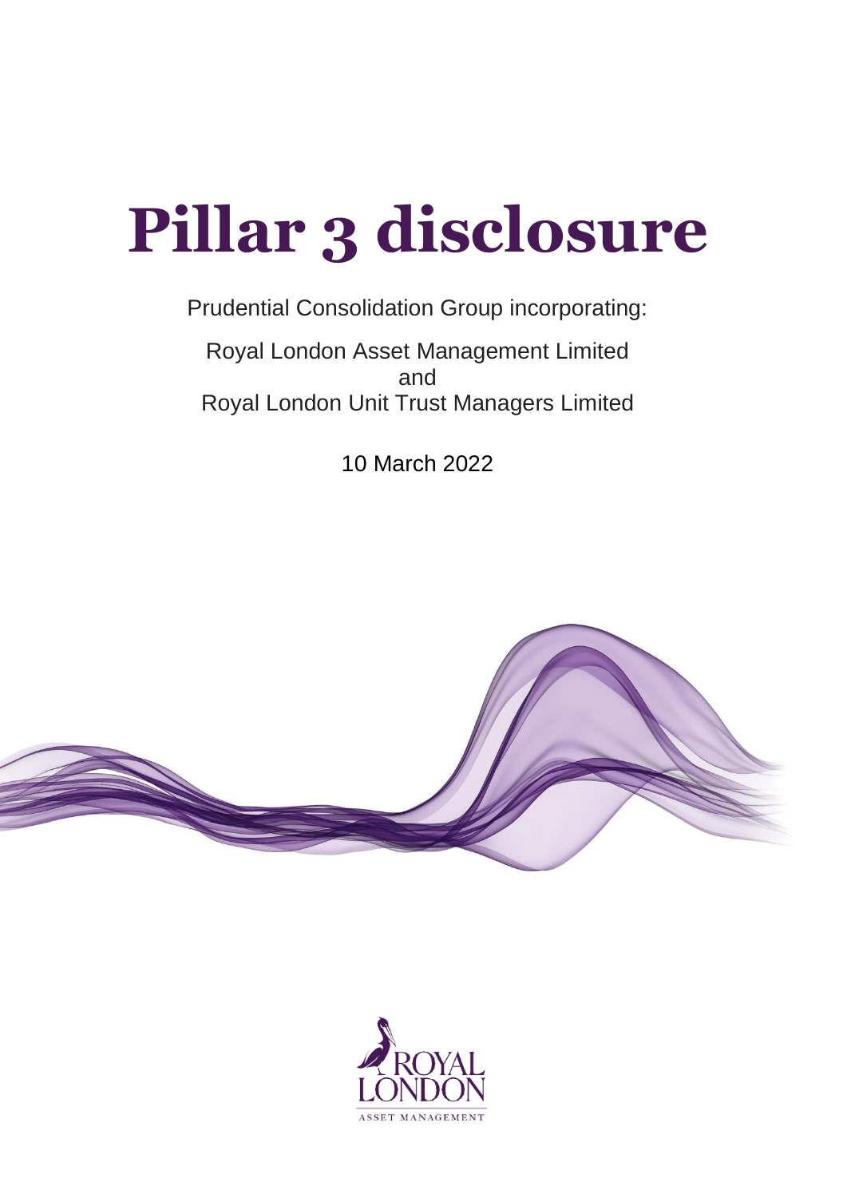# Pillar 3 disclosure

Prudential Consolidation Group incorporating:

Royal London Asset Management Limited
and
Royal London Unit Trust Managers Limited

10 March 2022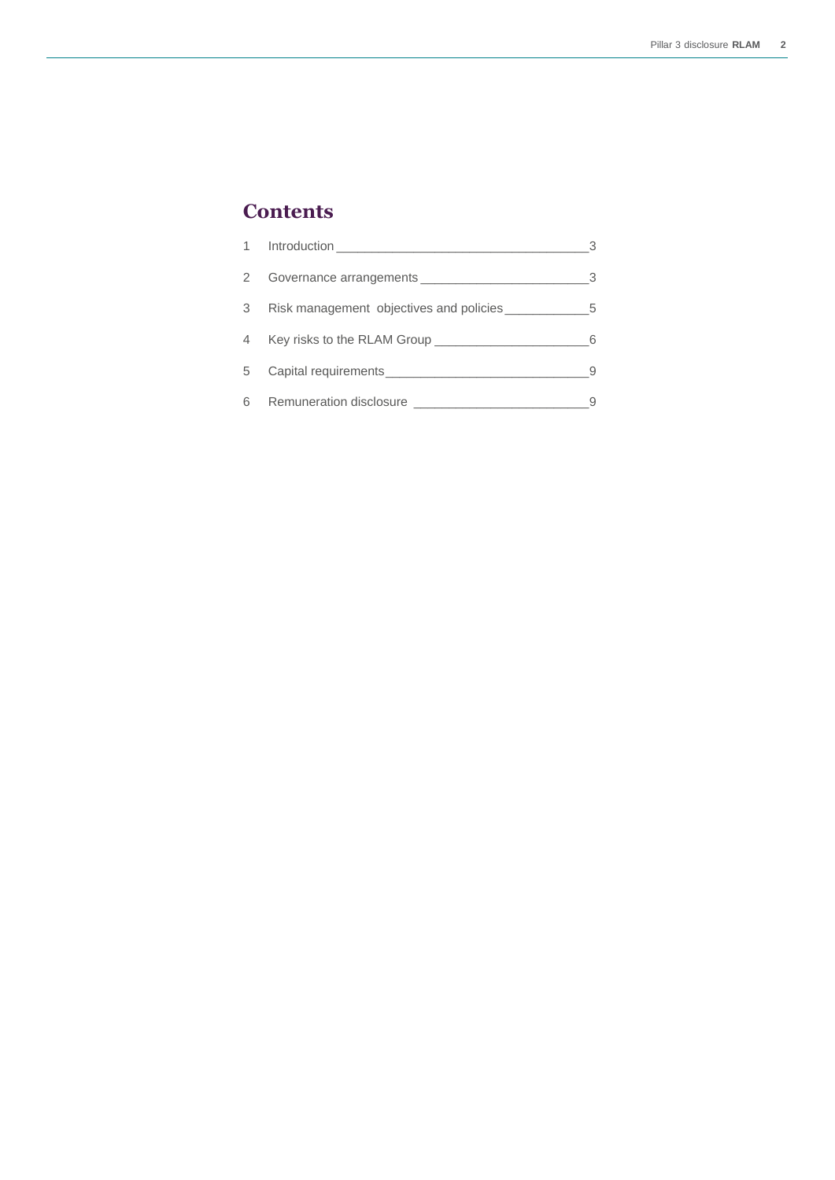## Contents

1 Introduction 3

2 Governance arrangements 3

3 Risk management objectives and policies 5

4 Key risks to the RLAM Group 6

5 Capital requirements 9

6 Remuneration disclosure 9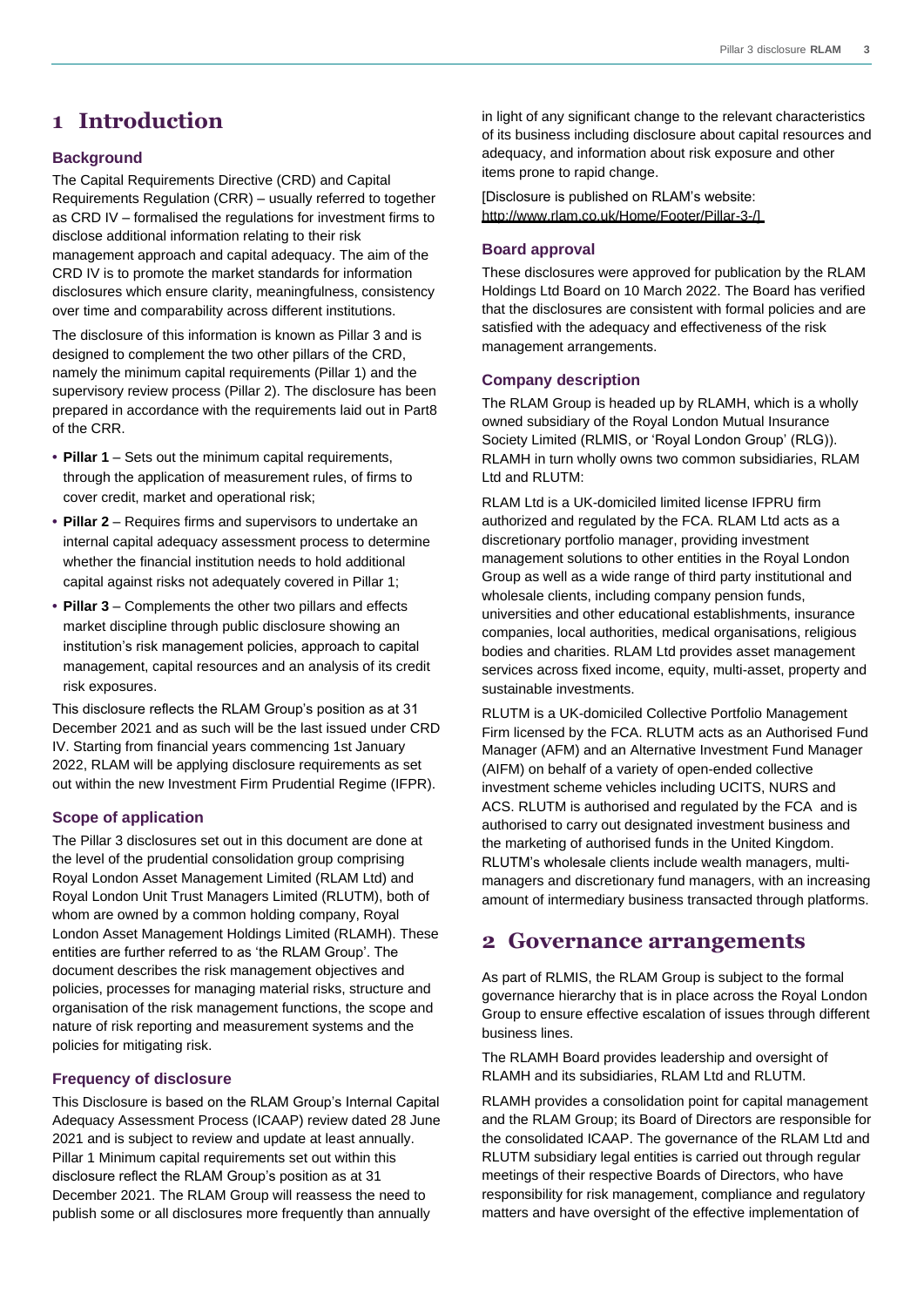# 1 Introduction

### Background

The Capital Requirements Directive (CRD) and Capital Requirements Regulation (CRR) – usually referred to together as CRD IV – formalised the regulations for investment firms to disclose additional information relating to their risk management approach and capital adequacy. The aim of the CRD IV is to promote the market standards for information disclosures which ensure clarity, meaningfulness, consistency over time and comparability across different institutions.

The disclosure of this information is known as Pillar 3 and is designed to complement the two other pillars of the CRD, namely the minimum capital requirements (Pillar 1) and the supervisory review process (Pillar 2). The disclosure has been prepared in accordance with the requirements laid out in Part8 of the CRR.

- **Pillar 1** – Sets out the minimum capital requirements, through the application of measurement rules, of firms to cover credit, market and operational risk;
- **Pillar 2** – Requires firms and supervisors to undertake an internal capital adequacy assessment process to determine whether the financial institution needs to hold additional capital against risks not adequately covered in Pillar 1;
- **Pillar 3** – Complements the other two pillars and effects market discipline through public disclosure showing an institution's risk management policies, approach to capital management, capital resources and an analysis of its credit risk exposures.

This disclosure reflects the RLAM Group's position as at 31 December 2021 and as such will be the last issued under CRD IV. Starting from financial years commencing 1st January 2022, RLAM will be applying disclosure requirements as set out within the new Investment Firm Prudential Regime (IFPR).

### Scope of application

The Pillar 3 disclosures set out in this document are done at the level of the prudential consolidation group comprising Royal London Asset Management Limited (RLAM Ltd) and Royal London Unit Trust Managers Limited (RLUTM), both of whom are owned by a common holding company, Royal London Asset Management Holdings Limited (RLAMH). These entities are further referred to as 'the RLAM Group'. The document describes the risk management objectives and policies, processes for managing material risks, structure and organisation of the risk management functions, the scope and nature of risk reporting and measurement systems and the policies for mitigating risk.

### Frequency of disclosure

This Disclosure is based on the RLAM Group's Internal Capital Adequacy Assessment Process (ICAAP) review dated 28 June 2021 and is subject to review and update at least annually. Pillar 1 Minimum capital requirements set out within this disclosure reflect the RLAM Group's position as at 31 December 2021. The RLAM Group will reassess the need to publish some or all disclosures more frequently than annually in light of any significant change to the relevant characteristics of its business including disclosure about capital resources and adequacy, and information about risk exposure and other items prone to rapid change.

[Disclosure is published on RLAM's website: http://www.rlam.co.uk/Home/Footer/Pillar-3-/]

### Board approval

These disclosures were approved for publication by the RLAM Holdings Ltd Board on 10 March 2022. The Board has verified that the disclosures are consistent with formal policies and are satisfied with the adequacy and effectiveness of the risk management arrangements.

### Company description

The RLAM Group is headed up by RLAMH, which is a wholly owned subsidiary of the Royal London Mutual Insurance Society Limited (RLMIS, or 'Royal London Group' (RLG)). RLAMH in turn wholly owns two common subsidiaries, RLAM Ltd and RLUTM:

RLAM Ltd is a UK-domiciled limited license IFPRU firm authorized and regulated by the FCA. RLAM Ltd acts as a discretionary portfolio manager, providing investment management solutions to other entities in the Royal London Group as well as a wide range of third party institutional and wholesale clients, including company pension funds, universities and other educational establishments, insurance companies, local authorities, medical organisations, religious bodies and charities. RLAM Ltd provides asset management services across fixed income, equity, multi-asset, property and sustainable investments.

RLUTM is a UK-domiciled Collective Portfolio Management Firm licensed by the FCA. RLUTM acts as an Authorised Fund Manager (AFM) and an Alternative Investment Fund Manager (AIFM) on behalf of a variety of open-ended collective investment scheme vehicles including UCITS, NURS and ACS. RLUTM is authorised and regulated by the FCA and is authorised to carry out designated investment business and the marketing of authorised funds in the United Kingdom. RLUTM's wholesale clients include wealth managers, multi-managers and discretionary fund managers, with an increasing amount of intermediary business transacted through platforms.

# 2 Governance arrangements

As part of RLMIS, the RLAM Group is subject to the formal governance hierarchy that is in place across the Royal London Group to ensure effective escalation of issues through different business lines.

The RLAMH Board provides leadership and oversight of RLAMH and its subsidiaries, RLAM Ltd and RLUTM.

RLAMH provides a consolidation point for capital management and the RLAM Group; its Board of Directors are responsible for the consolidated ICAAP. The governance of the RLAM Ltd and RLUTM subsidiary legal entities is carried out through regular meetings of their respective Boards of Directors, who have responsibility for risk management, compliance and regulatory matters and have oversight of the effective implementation of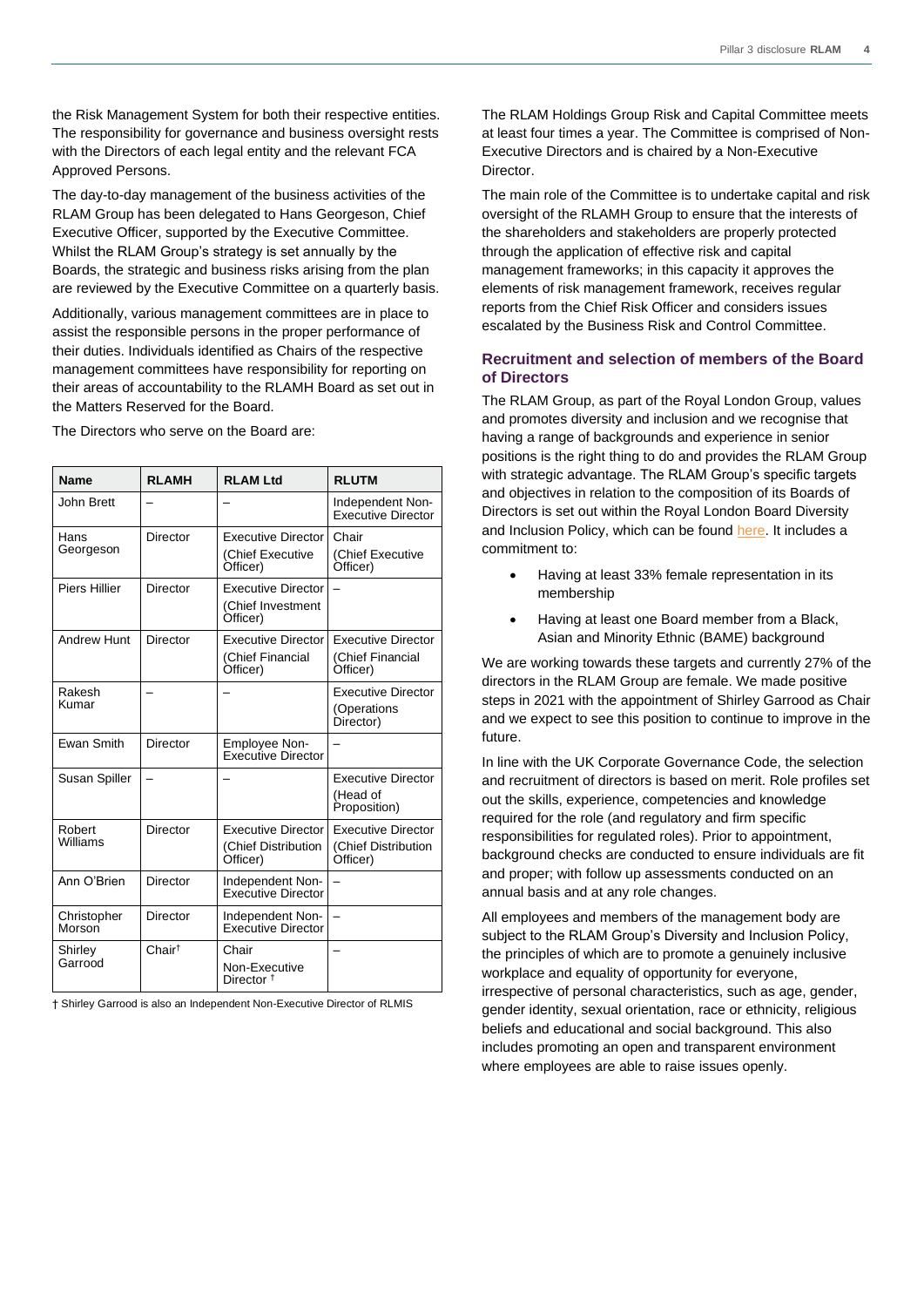the Risk Management System for both their respective entities. The responsibility for governance and business oversight rests with the Directors of each legal entity and the relevant FCA Approved Persons.

The day-to-day management of the business activities of the RLAM Group has been delegated to Hans Georgeson, Chief Executive Officer, supported by the Executive Committee. Whilst the RLAM Group's strategy is set annually by the Boards, the strategic and business risks arising from the plan are reviewed by the Executive Committee on a quarterly basis.

Additionally, various management committees are in place to assist the responsible persons in the proper performance of their duties. Individuals identified as Chairs of the respective management committees have responsibility for reporting on their areas of accountability to the RLAMH Board as set out in the Matters Reserved for the Board.

The Directors who serve on the Board are:

| Name | RLAMH | RLAM Ltd | RLUTM |
|---|---|---|---|
| John Brett | – | – | Independent Non-Executive Director |
| Hans Georgeson | Director | Executive Director (Chief Executive Officer) | Chair (Chief Executive Officer) |
| Piers Hillier | Director | Executive Director (Chief Investment Officer) | – |
| Andrew Hunt | Director | Executive Director (Chief Financial Officer) | Executive Director (Chief Financial Officer) |
| Rakesh Kumar | – | – | Executive Director (Operations Director) |
| Ewan Smith | Director | Employee Non-Executive Director | – |
| Susan Spiller | – | – | Executive Director (Head of Proposition) |
| Robert Williams | Director | Executive Director (Chief Distribution Officer) | Executive Director (Chief Distribution Officer) |
| Ann O'Brien | Director | Independent Non-Executive Director | – |
| Christopher Morson | Director | Independent Non-Executive Director | – |
| Shirley Garrood | Chair† | Chair Non-Executive Director † | – |

† Shirley Garrood is also an Independent Non-Executive Director of RLMIS

The RLAM Holdings Group Risk and Capital Committee meets at least four times a year. The Committee is comprised of Non-Executive Directors and is chaired by a Non-Executive Director.

The main role of the Committee is to undertake capital and risk oversight of the RLAMH Group to ensure that the interests of the shareholders and stakeholders are properly protected through the application of effective risk and capital management frameworks; in this capacity it approves the elements of risk management framework, receives regular reports from the Chief Risk Officer and considers issues escalated by the Business Risk and Control Committee.

## Recruitment and selection of members of the Board of Directors

The RLAM Group, as part of the Royal London Group, values and promotes diversity and inclusion and we recognise that having a range of backgrounds and experience in senior positions is the right thing to do and provides the RLAM Group with strategic advantage. The RLAM Group's specific targets and objectives in relation to the composition of its Boards of Directors is set out within the Royal London Board Diversity and Inclusion Policy, which can be found here. It includes a commitment to:

- Having at least 33% female representation in its membership
- Having at least one Board member from a Black, Asian and Minority Ethnic (BAME) background

We are working towards these targets and currently 27% of the directors in the RLAM Group are female. We made positive steps in 2021 with the appointment of Shirley Garrood as Chair and we expect to see this position to continue to improve in the future.

In line with the UK Corporate Governance Code, the selection and recruitment of directors is based on merit. Role profiles set out the skills, experience, competencies and knowledge required for the role (and regulatory and firm specific responsibilities for regulated roles). Prior to appointment, background checks are conducted to ensure individuals are fit and proper; with follow up assessments conducted on an annual basis and at any role changes.

All employees and members of the management body are subject to the RLAM Group's Diversity and Inclusion Policy, the principles of which are to promote a genuinely inclusive workplace and equality of opportunity for everyone, irrespective of personal characteristics, such as age, gender, gender identity, sexual orientation, race or ethnicity, religious beliefs and educational and social background. This also includes promoting an open and transparent environment where employees are able to raise issues openly.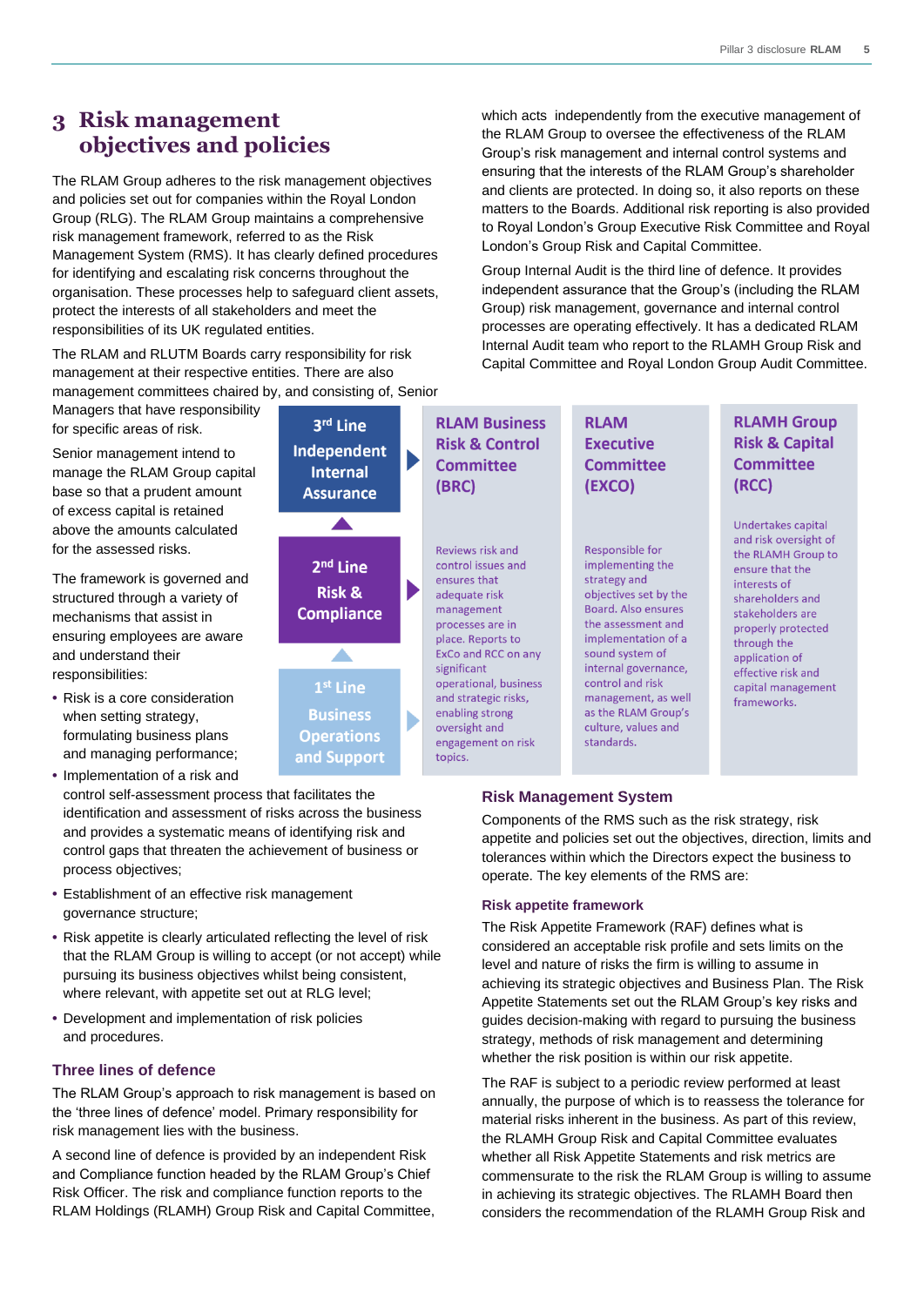# 3 Risk management objectives and policies

The RLAM Group adheres to the risk management objectives and policies set out for companies within the Royal London Group (RLG). The RLAM Group maintains a comprehensive risk management framework, referred to as the Risk Management System (RMS). It has clearly defined procedures for identifying and escalating risk concerns throughout the organisation. These processes help to safeguard client assets, protect the interests of all stakeholders and meet the responsibilities of its UK regulated entities.

The RLAM and RLUTM Boards carry responsibility for risk management at their respective entities. There are also management committees chaired by, and consisting of, Senior Managers that have responsibility for specific areas of risk.

Senior management intend to manage the RLAM Group capital base so that a prudent amount of excess capital is retained above the amounts calculated for the assessed risks.

The framework is governed and structured through a variety of mechanisms that assist in ensuring employees are aware and understand their responsibilities:

- Risk is a core consideration when setting strategy, formulating business plans and managing performance;
- Implementation of a risk and control self-assessment process that facilitates the identification and assessment of risks across the business and provides a systematic means of identifying risk and control gaps that threaten the achievement of business or process objectives;
- Establishment of an effective risk management governance structure;
- Risk appetite is clearly articulated reflecting the level of risk that the RLAM Group is willing to accept (or not accept) while pursuing its business objectives whilst being consistent, where relevant, with appetite set out at RLG level;
- Development and implementation of risk policies and procedures.

3rd Line Independent Internal Assurance

2nd Line Risk & Compliance

1st Line Business Operations and Support

**RLAM Business Risk & Control Committee (BRC)**

Reviews risk and control issues and ensures that adequate risk management processes are in place. Reports to ExCo and RCC on any significant operational, business and strategic risks, enabling strong oversight and engagement on risk topics.

**RLAM Executive Committee (EXCO)**

Responsible for implementing the strategy and objectives set by the Board. Also ensures the assessment and implementation of a sound system of internal governance, control and risk management, as well as the RLAM Group's culture, values and standards.

**RLAMH Group Risk & Capital Committee (RCC)**

Undertakes capital and risk oversight of the RLAMH Group to ensure that the interests of shareholders and stakeholders are properly protected through the application of effective risk and capital management frameworks.

### Three lines of defence

The RLAM Group's approach to risk management is based on the 'three lines of defence' model. Primary responsibility for risk management lies with the business.

A second line of defence is provided by an independent Risk and Compliance function headed by the RLAM Group's Chief Risk Officer. The risk and compliance function reports to the RLAM Holdings (RLAMH) Group Risk and Capital Committee, which acts independently from the executive management of the RLAM Group to oversee the effectiveness of the RLAM Group's risk management and internal control systems and ensuring that the interests of the RLAM Group's shareholder and clients are protected. In doing so, it also reports on these matters to the Boards. Additional risk reporting is also provided to Royal London's Group Executive Risk Committee and Royal London's Group Risk and Capital Committee.

Group Internal Audit is the third line of defence. It provides independent assurance that the Group's (including the RLAM Group) risk management, governance and internal control processes are operating effectively. It has a dedicated RLAM Internal Audit team who report to the RLAMH Group Risk and Capital Committee and Royal London Group Audit Committee.

### Risk Management System

Components of the RMS such as the risk strategy, risk appetite and policies set out the objectives, direction, limits and tolerances within which the Directors expect the business to operate. The key elements of the RMS are:

#### Risk appetite framework

The Risk Appetite Framework (RAF) defines what is considered an acceptable risk profile and sets limits on the level and nature of risks the firm is willing to assume in achieving its strategic objectives and Business Plan. The Risk Appetite Statements set out the RLAM Group's key risks and guides decision-making with regard to pursuing the business strategy, methods of risk management and determining whether the risk position is within our risk appetite.

The RAF is subject to a periodic review performed at least annually, the purpose of which is to reassess the tolerance for material risks inherent in the business. As part of this review, the RLAMH Group Risk and Capital Committee evaluates whether all Risk Appetite Statements and risk metrics are commensurate to the risk the RLAM Group is willing to assume in achieving its strategic objectives. The RLAMH Board then considers the recommendation of the RLAMH Group Risk and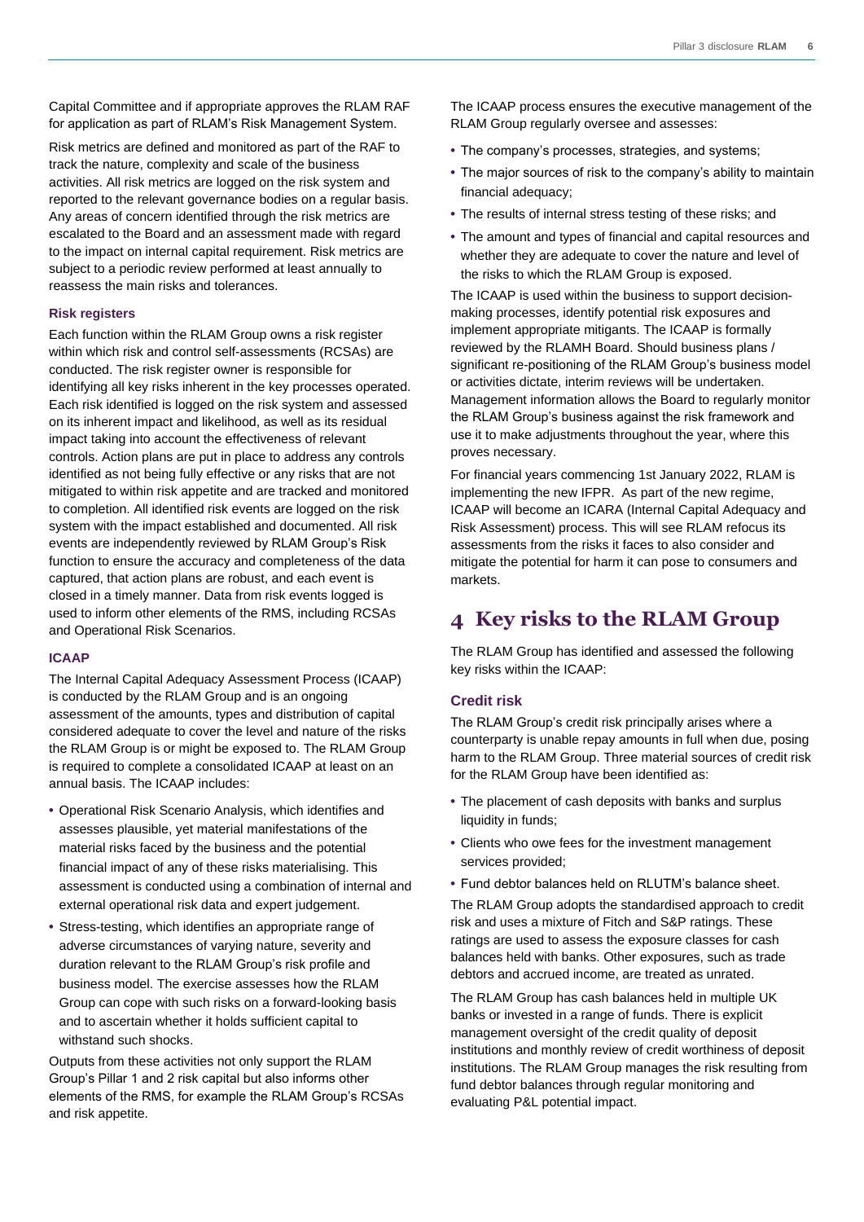Capital Committee and if appropriate approves the RLAM RAF for application as part of RLAM's Risk Management System.

Risk metrics are defined and monitored as part of the RAF to track the nature, complexity and scale of the business activities. All risk metrics are logged on the risk system and reported to the relevant governance bodies on a regular basis. Any areas of concern identified through the risk metrics are escalated to the Board and an assessment made with regard to the impact on internal capital requirement. Risk metrics are subject to a periodic review performed at least annually to reassess the main risks and tolerances.

#### Risk registers

Each function within the RLAM Group owns a risk register within which risk and control self-assessments (RCSAs) are conducted. The risk register owner is responsible for identifying all key risks inherent in the key processes operated. Each risk identified is logged on the risk system and assessed on its inherent impact and likelihood, as well as its residual impact taking into account the effectiveness of relevant controls. Action plans are put in place to address any controls identified as not being fully effective or any risks that are not mitigated to within risk appetite and are tracked and monitored to completion. All identified risk events are logged on the risk system with the impact established and documented. All risk events are independently reviewed by RLAM Group's Risk function to ensure the accuracy and completeness of the data captured, that action plans are robust, and each event is closed in a timely manner. Data from risk events logged is used to inform other elements of the RMS, including RCSAs and Operational Risk Scenarios.

#### ICAAP

The Internal Capital Adequacy Assessment Process (ICAAP) is conducted by the RLAM Group and is an ongoing assessment of the amounts, types and distribution of capital considered adequate to cover the level and nature of the risks the RLAM Group is or might be exposed to. The RLAM Group is required to complete a consolidated ICAAP at least on an annual basis. The ICAAP includes:

- Operational Risk Scenario Analysis, which identifies and assesses plausible, yet material manifestations of the material risks faced by the business and the potential financial impact of any of these risks materialising. This assessment is conducted using a combination of internal and external operational risk data and expert judgement.
- Stress-testing, which identifies an appropriate range of adverse circumstances of varying nature, severity and duration relevant to the RLAM Group's risk profile and business model. The exercise assesses how the RLAM Group can cope with such risks on a forward-looking basis and to ascertain whether it holds sufficient capital to withstand such shocks.

Outputs from these activities not only support the RLAM Group's Pillar 1 and 2 risk capital but also informs other elements of the RMS, for example the RLAM Group's RCSAs and risk appetite.

The ICAAP process ensures the executive management of the RLAM Group regularly oversee and assesses:

- The company's processes, strategies, and systems;
- The major sources of risk to the company's ability to maintain financial adequacy;
- The results of internal stress testing of these risks; and
- The amount and types of financial and capital resources and whether they are adequate to cover the nature and level of the risks to which the RLAM Group is exposed.

The ICAAP is used within the business to support decision-making processes, identify potential risk exposures and implement appropriate mitigants. The ICAAP is formally reviewed by the RLAMH Board. Should business plans / significant re-positioning of the RLAM Group's business model or activities dictate, interim reviews will be undertaken. Management information allows the Board to regularly monitor the RLAM Group's business against the risk framework and use it to make adjustments throughout the year, where this proves necessary.

For financial years commencing 1st January 2022, RLAM is implementing the new IFPR. As part of the new regime, ICAAP will become an ICARA (Internal Capital Adequacy and Risk Assessment) process. This will see RLAM refocus its assessments from the risks it faces to also consider and mitigate the potential for harm it can pose to consumers and markets.

## 4 Key risks to the RLAM Group

The RLAM Group has identified and assessed the following key risks within the ICAAP:

### Credit risk

The RLAM Group's credit risk principally arises where a counterparty is unable repay amounts in full when due, posing harm to the RLAM Group. Three material sources of credit risk for the RLAM Group have been identified as:

- The placement of cash deposits with banks and surplus liquidity in funds;
- Clients who owe fees for the investment management services provided;
- Fund debtor balances held on RLUTM's balance sheet.

The RLAM Group adopts the standardised approach to credit risk and uses a mixture of Fitch and S&P ratings. These ratings are used to assess the exposure classes for cash balances held with banks. Other exposures, such as trade debtors and accrued income, are treated as unrated.

The RLAM Group has cash balances held in multiple UK banks or invested in a range of funds. There is explicit management oversight of the credit quality of deposit institutions and monthly review of credit worthiness of deposit institutions. The RLAM Group manages the risk resulting from fund debtor balances through regular monitoring and evaluating P&L potential impact.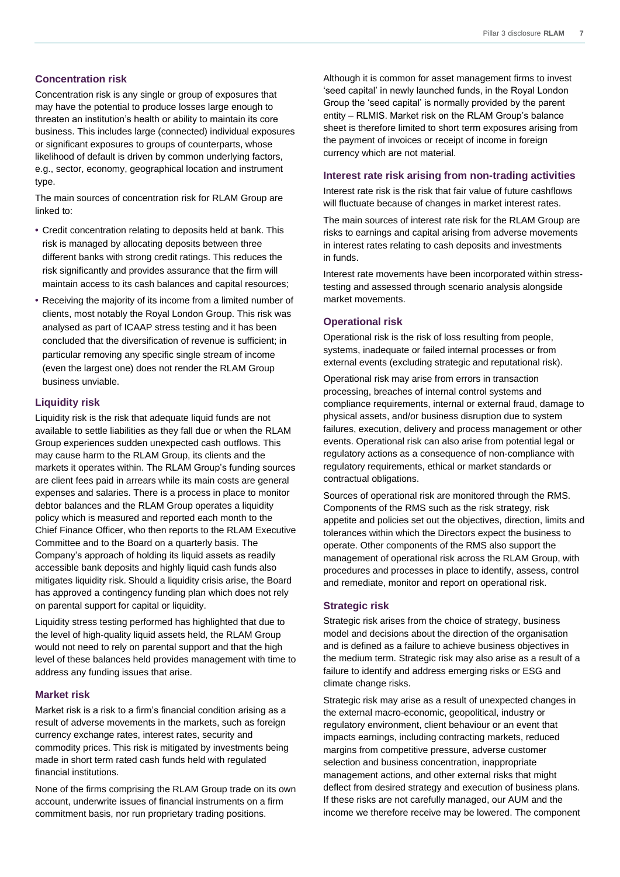### Concentration risk

Concentration risk is any single or group of exposures that may have the potential to produce losses large enough to threaten an institution's health or ability to maintain its core business. This includes large (connected) individual exposures or significant exposures to groups of counterparts, whose likelihood of default is driven by common underlying factors, e.g., sector, economy, geographical location and instrument type.

The main sources of concentration risk for RLAM Group are linked to:

- Credit concentration relating to deposits held at bank. This risk is managed by allocating deposits between three different banks with strong credit ratings. This reduces the risk significantly and provides assurance that the firm will maintain access to its cash balances and capital resources;
- Receiving the majority of its income from a limited number of clients, most notably the Royal London Group. This risk was analysed as part of ICAAP stress testing and it has been concluded that the diversification of revenue is sufficient; in particular removing any specific single stream of income (even the largest one) does not render the RLAM Group business unviable.

### Liquidity risk

Liquidity risk is the risk that adequate liquid funds are not available to settle liabilities as they fall due or when the RLAM Group experiences sudden unexpected cash outflows. This may cause harm to the RLAM Group, its clients and the markets it operates within. The RLAM Group's funding sources are client fees paid in arrears while its main costs are general expenses and salaries. There is a process in place to monitor debtor balances and the RLAM Group operates a liquidity policy which is measured and reported each month to the Chief Finance Officer, who then reports to the RLAM Executive Committee and to the Board on a quarterly basis. The Company's approach of holding its liquid assets as readily accessible bank deposits and highly liquid cash funds also mitigates liquidity risk. Should a liquidity crisis arise, the Board has approved a contingency funding plan which does not rely on parental support for capital or liquidity.

Liquidity stress testing performed has highlighted that due to the level of high-quality liquid assets held, the RLAM Group would not need to rely on parental support and that the high level of these balances held provides management with time to address any funding issues that arise.

### Market risk

Market risk is a risk to a firm's financial condition arising as a result of adverse movements in the markets, such as foreign currency exchange rates, interest rates, security and commodity prices. This risk is mitigated by investments being made in short term rated cash funds held with regulated financial institutions.

None of the firms comprising the RLAM Group trade on its own account, underwrite issues of financial instruments on a firm commitment basis, nor run proprietary trading positions.

Although it is common for asset management firms to invest 'seed capital' in newly launched funds, in the Royal London Group the 'seed capital' is normally provided by the parent entity – RLMIS. Market risk on the RLAM Group's balance sheet is therefore limited to short term exposures arising from the payment of invoices or receipt of income in foreign currency which are not material.

### Interest rate risk arising from non-trading activities

Interest rate risk is the risk that fair value of future cashflows will fluctuate because of changes in market interest rates.

The main sources of interest rate risk for the RLAM Group are risks to earnings and capital arising from adverse movements in interest rates relating to cash deposits and investments in funds.

Interest rate movements have been incorporated within stress-testing and assessed through scenario analysis alongside market movements.

### Operational risk

Operational risk is the risk of loss resulting from people, systems, inadequate or failed internal processes or from external events (excluding strategic and reputational risk).

Operational risk may arise from errors in transaction processing, breaches of internal control systems and compliance requirements, internal or external fraud, damage to physical assets, and/or business disruption due to system failures, execution, delivery and process management or other events. Operational risk can also arise from potential legal or regulatory actions as a consequence of non-compliance with regulatory requirements, ethical or market standards or contractual obligations.

Sources of operational risk are monitored through the RMS. Components of the RMS such as the risk strategy, risk appetite and policies set out the objectives, direction, limits and tolerances within which the Directors expect the business to operate. Other components of the RMS also support the management of operational risk across the RLAM Group, with procedures and processes in place to identify, assess, control and remediate, monitor and report on operational risk.

### Strategic risk

Strategic risk arises from the choice of strategy, business model and decisions about the direction of the organisation and is defined as a failure to achieve business objectives in the medium term. Strategic risk may also arise as a result of a failure to identify and address emerging risks or ESG and climate change risks.

Strategic risk may arise as a result of unexpected changes in the external macro-economic, geopolitical, industry or regulatory environment, client behaviour or an event that impacts earnings, including contracting markets, reduced margins from competitive pressure, adverse customer selection and business concentration, inappropriate management actions, and other external risks that might deflect from desired strategy and execution of business plans. If these risks are not carefully managed, our AUM and the income we therefore receive may be lowered. The component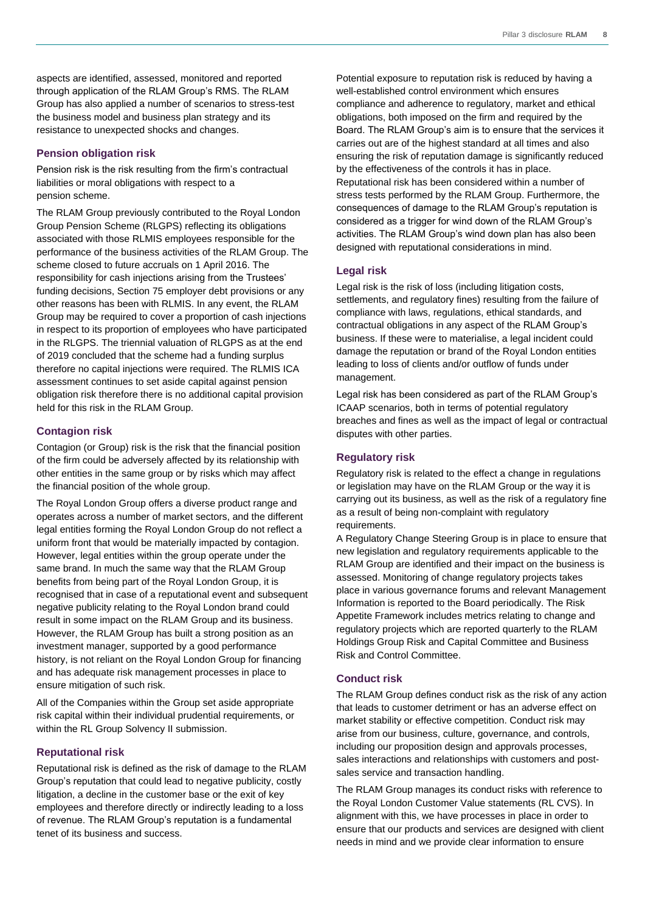aspects are identified, assessed, monitored and reported through application of the RLAM Group's RMS. The RLAM Group has also applied a number of scenarios to stress-test the business model and business plan strategy and its resistance to unexpected shocks and changes.

### Pension obligation risk

Pension risk is the risk resulting from the firm's contractual liabilities or moral obligations with respect to a pension scheme.

The RLAM Group previously contributed to the Royal London Group Pension Scheme (RLGPS) reflecting its obligations associated with those RLMIS employees responsible for the performance of the business activities of the RLAM Group. The scheme closed to future accruals on 1 April 2016. The responsibility for cash injections arising from the Trustees' funding decisions, Section 75 employer debt provisions or any other reasons has been with RLMIS. In any event, the RLAM Group may be required to cover a proportion of cash injections in respect to its proportion of employees who have participated in the RLGPS. The triennial valuation of RLGPS as at the end of 2019 concluded that the scheme had a funding surplus therefore no capital injections were required. The RLMIS ICA assessment continues to set aside capital against pension obligation risk therefore there is no additional capital provision held for this risk in the RLAM Group.

### Contagion risk

Contagion (or Group) risk is the risk that the financial position of the firm could be adversely affected by its relationship with other entities in the same group or by risks which may affect the financial position of the whole group.

The Royal London Group offers a diverse product range and operates across a number of market sectors, and the different legal entities forming the Royal London Group do not reflect a uniform front that would be materially impacted by contagion. However, legal entities within the group operate under the same brand. In much the same way that the RLAM Group benefits from being part of the Royal London Group, it is recognised that in case of a reputational event and subsequent negative publicity relating to the Royal London brand could result in some impact on the RLAM Group and its business. However, the RLAM Group has built a strong position as an investment manager, supported by a good performance history, is not reliant on the Royal London Group for financing and has adequate risk management processes in place to ensure mitigation of such risk.

All of the Companies within the Group set aside appropriate risk capital within their individual prudential requirements, or within the RL Group Solvency II submission.

### Reputational risk

Reputational risk is defined as the risk of damage to the RLAM Group's reputation that could lead to negative publicity, costly litigation, a decline in the customer base or the exit of key employees and therefore directly or indirectly leading to a loss of revenue. The RLAM Group's reputation is a fundamental tenet of its business and success.

Potential exposure to reputation risk is reduced by having a well-established control environment which ensures compliance and adherence to regulatory, market and ethical obligations, both imposed on the firm and required by the Board. The RLAM Group's aim is to ensure that the services it carries out are of the highest standard at all times and also ensuring the risk of reputation damage is significantly reduced by the effectiveness of the controls it has in place. Reputational risk has been considered within a number of stress tests performed by the RLAM Group. Furthermore, the consequences of damage to the RLAM Group's reputation is considered as a trigger for wind down of the RLAM Group's activities. The RLAM Group's wind down plan has also been designed with reputational considerations in mind.

### Legal risk

Legal risk is the risk of loss (including litigation costs, settlements, and regulatory fines) resulting from the failure of compliance with laws, regulations, ethical standards, and contractual obligations in any aspect of the RLAM Group's business. If these were to materialise, a legal incident could damage the reputation or brand of the Royal London entities leading to loss of clients and/or outflow of funds under management.

Legal risk has been considered as part of the RLAM Group's ICAAP scenarios, both in terms of potential regulatory breaches and fines as well as the impact of legal or contractual disputes with other parties.

### Regulatory risk

Regulatory risk is related to the effect a change in regulations or legislation may have on the RLAM Group or the way it is carrying out its business, as well as the risk of a regulatory fine as a result of being non-complaint with regulatory requirements.

A Regulatory Change Steering Group is in place to ensure that new legislation and regulatory requirements applicable to the RLAM Group are identified and their impact on the business is assessed. Monitoring of change regulatory projects takes place in various governance forums and relevant Management Information is reported to the Board periodically. The Risk Appetite Framework includes metrics relating to change and regulatory projects which are reported quarterly to the RLAM Holdings Group Risk and Capital Committee and Business Risk and Control Committee.

### Conduct risk

The RLAM Group defines conduct risk as the risk of any action that leads to customer detriment or has an adverse effect on market stability or effective competition. Conduct risk may arise from our business, culture, governance, and controls, including our proposition design and approvals processes, sales interactions and relationships with customers and post-sales service and transaction handling.

The RLAM Group manages its conduct risks with reference to the Royal London Customer Value statements (RL CVS). In alignment with this, we have processes in place in order to ensure that our products and services are designed with client needs in mind and we provide clear information to ensure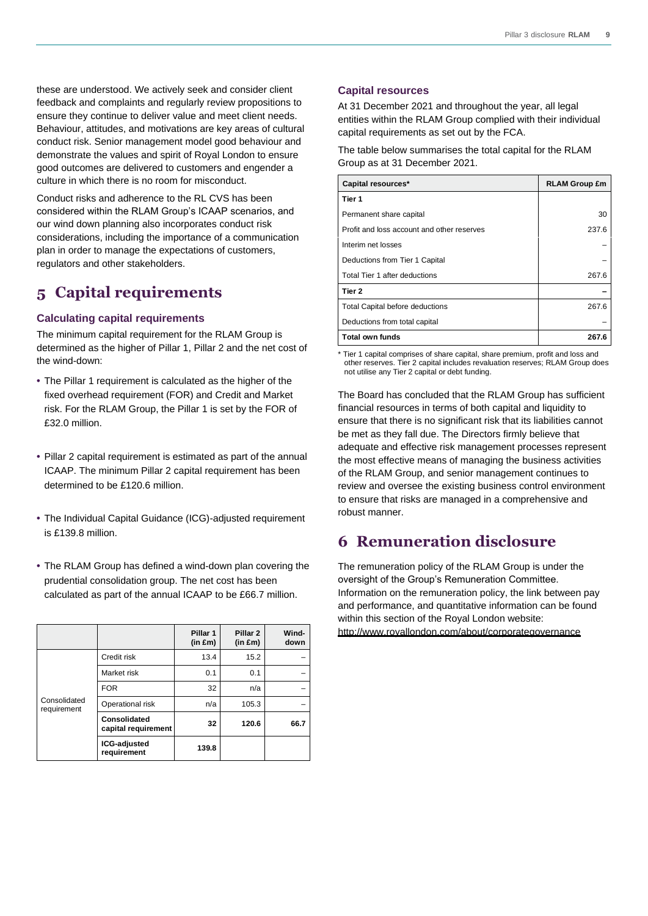these are understood. We actively seek and consider client feedback and complaints and regularly review propositions to ensure they continue to deliver value and meet client needs. Behaviour, attitudes, and motivations are key areas of cultural conduct risk. Senior management model good behaviour and demonstrate the values and spirit of Royal London to ensure good outcomes are delivered to customers and engender a culture in which there is no room for misconduct.

Conduct risks and adherence to the RL CVS has been considered within the RLAM Group's ICAAP scenarios, and our wind down planning also incorporates conduct risk considerations, including the importance of a communication plan in order to manage the expectations of customers, regulators and other stakeholders.

# 5 Capital requirements

### Calculating capital requirements

The minimum capital requirement for the RLAM Group is determined as the higher of Pillar 1, Pillar 2 and the net cost of the wind-down:

- The Pillar 1 requirement is calculated as the higher of the fixed overhead requirement (FOR) and Credit and Market risk. For the RLAM Group, the Pillar 1 is set by the FOR of £32.0 million.
- Pillar 2 capital requirement is estimated as part of the annual ICAAP. The minimum Pillar 2 capital requirement has been determined to be £120.6 million.
- The Individual Capital Guidance (ICG)-adjusted requirement is £139.8 million.
- The RLAM Group has defined a wind-down plan covering the prudential consolidation group. The net cost has been calculated as part of the annual ICAAP to be £66.7 million.

| | | Pillar 1 (in £m) | Pillar 2 (in £m) | Wind-down |
|---|---|---|---|---|
| Consolidated requirement | Credit risk | 13.4 | 15.2 | – |
| | Market risk | 0.1 | 0.1 | – |
| | FOR | 32 | n/a | – |
| | Operational risk | n/a | 105.3 | – |
| | **Consolidated capital requirement** | **32** | **120.6** | **66.7** |
| | **ICG-adjusted requirement** | **139.8** | | |

### Capital resources

At 31 December 2021 and throughout the year, all legal entities within the RLAM Group complied with their individual capital requirements as set out by the FCA.

The table below summarises the total capital for the RLAM Group as at 31 December 2021.

| Capital resources* | RLAM Group £m |
|---|---|
| **Tier 1** | |
| Permanent share capital | 30 |
| Profit and loss account and other reserves | 237.6 |
| Interim net losses | – |
| Deductions from Tier 1 Capital | – |
| Total Tier 1 after deductions | 267.6 |
| **Tier 2** | **–** |
| Total Capital before deductions | 267.6 |
| Deductions from total capital | – |
| **Total own funds** | **267.6** |

* Tier 1 capital comprises of share capital, share premium, profit and loss and other reserves. Tier 2 capital includes revaluation reserves; RLAM Group does not utilise any Tier 2 capital or debt funding.

The Board has concluded that the RLAM Group has sufficient financial resources in terms of both capital and liquidity to ensure that there is no significant risk that its liabilities cannot be met as they fall due. The Directors firmly believe that adequate and effective risk management processes represent the most effective means of managing the business activities of the RLAM Group, and senior management continues to review and oversee the existing business control environment to ensure that risks are managed in a comprehensive and robust manner.

# 6 Remuneration disclosure

The remuneration policy of the RLAM Group is under the oversight of the Group's Remuneration Committee. Information on the remuneration policy, the link between pay and performance, and quantitative information can be found within this section of the Royal London website: http://www.royallondon.com/about/corporategovernance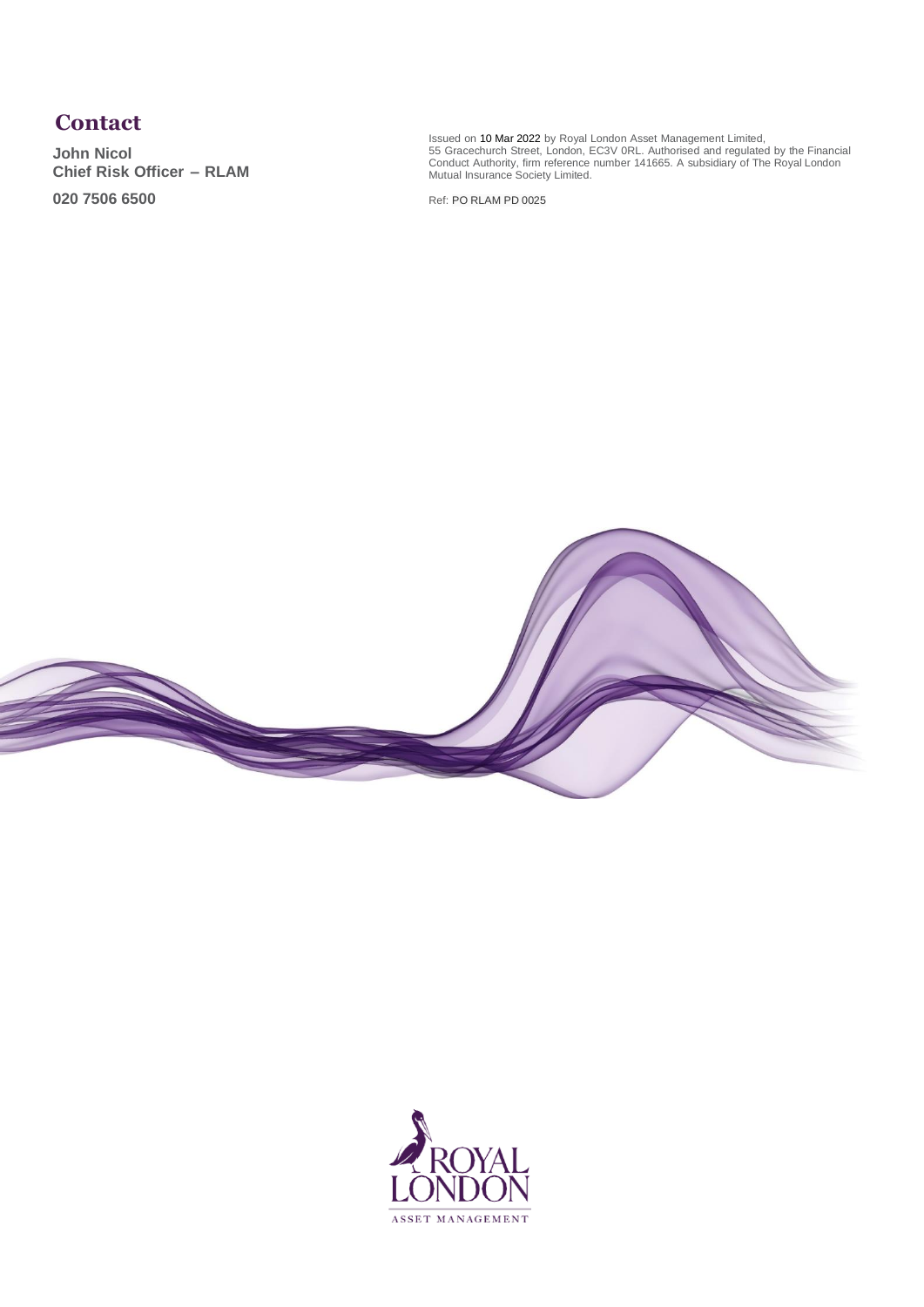## Contact

**John Nicol**
**Chief Risk Officer – RLAM**

**020 7506 6500**

Issued on 10 Mar 2022 by Royal London Asset Management Limited, 55 Gracechurch Street, London, EC3V 0RL. Authorised and regulated by the Financial Conduct Authority, firm reference number 141665. A subsidiary of The Royal London Mutual Insurance Society Limited.

Ref: PO RLAM PD 0025

ROYAL LONDON
ASSET MANAGEMENT